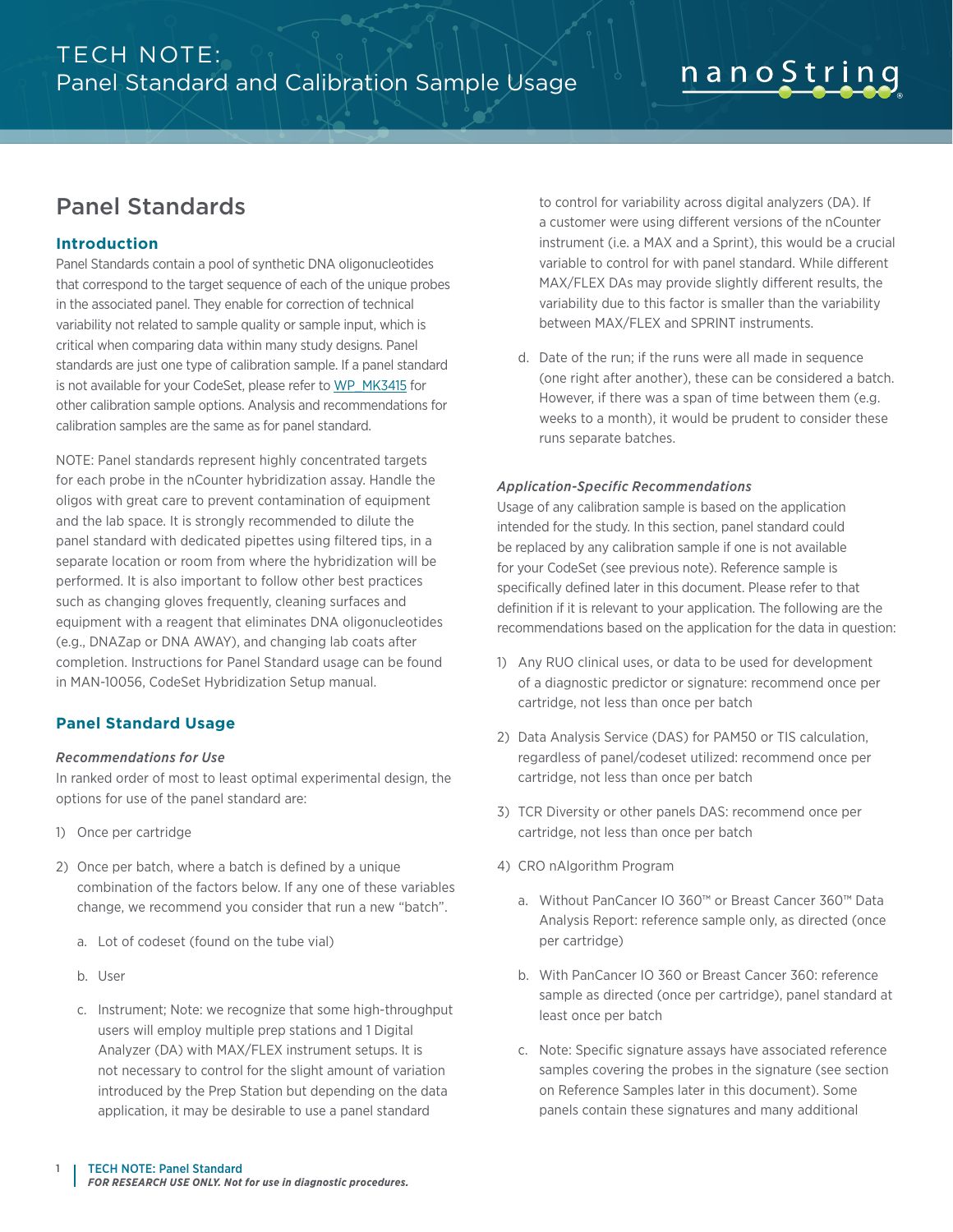# TECH NOTE: Panel Standard and Calibration Sample Usage

## Panel Standards

### Introduction

Panel Standards contain a pool of synthetic DNA oligonucleotides that correspond to the target sequence of each of the unique probes in the associated panel. They enable for correction of technical variability not related to sample quality or sample input, which is critical when comparing data within many study designs. Panel standards are just one type of calibration sample. If a panel standard is not available for your CodeSet, please refer to WP_MK3415 for other calibration sample options. Analysis and recommendations for calibration samples are the same as for panel standard.

NOTE: Panel standards represent highly concentrated targets for each probe in the nCounter hybridization assay. Handle the oligos with great care to prevent contamination of equipment and the lab space. It is strongly recommended to dilute the panel standard with dedicated pipettes using filtered tips, in a separate location or room from where the hybridization will be performed. It is also important to follow other best practices such as changing gloves frequently, cleaning surfaces and equipment with a reagent that eliminates DNA oligonucleotides (e.g., DNAZap or DNA AWAY), and changing lab coats after completion. Instructions for Panel Standard usage can be found in MAN-10056, CodeSet Hybridization Setup manual.

### Panel Standard Usage

*Recommendations for Use*

In ranked order of most to least optimal experimental design, the options for use of the panel standard are:

1) Once per cartridge
2) Once per batch, where a batch is defined by a unique combination of the factors below. If any one of these variables change, we recommend you consider that run a new "batch".
   a. Lot of codeset (found on the tube vial)
   b. User
   c. Instrument; Note: we recognize that some high-throughput users will employ multiple prep stations and 1 Digital Analyzer (DA) with MAX/FLEX instrument setups. It is not necessary to control for the slight amount of variation introduced by the Prep Station but depending on the data application, it may be desirable to use a panel standard to control for variability across digital analyzers (DA). If a customer were using different versions of the nCounter instrument (i.e. a MAX and a Sprint), this would be a crucial variable to control for with panel standard. While different MAX/FLEX DAs may provide slightly different results, the variability due to this factor is smaller than the variability between MAX/FLEX and SPRINT instruments.
   d. Date of the run; if the runs were all made in sequence (one right after another), these can be considered a batch. However, if there was a span of time between them (e.g. weeks to a month), it would be prudent to consider these runs separate batches.

*Application-Specific Recommendations*

Usage of any calibration sample is based on the application intended for the study. In this section, panel standard could be replaced by any calibration sample if one is not available for your CodeSet (see previous note). Reference sample is specifically defined later in this document. Please refer to that definition if it is relevant to your application. The following are the recommendations based on the application for the data in question:

1) Any RUO clinical uses, or data to be used for development of a diagnostic predictor or signature: recommend once per cartridge, not less than once per batch
2) Data Analysis Service (DAS) for PAM50 or TIS calculation, regardless of panel/codeset utilized: recommend once per cartridge, not less than once per batch
3) TCR Diversity or other panels DAS: recommend once per cartridge, not less than once per batch
4) CRO nAlgorithm Program
   a. Without PanCancer IO 360™ or Breast Cancer 360™ Data Analysis Report: reference sample only, as directed (once per cartridge)
   b. With PanCancer IO 360 or Breast Cancer 360: reference sample as directed (once per cartridge), panel standard at least once per batch
   c. Note: Specific signature assays have associated reference samples covering the probes in the signature (see section on Reference Samples later in this document). Some panels contain these signatures and many additional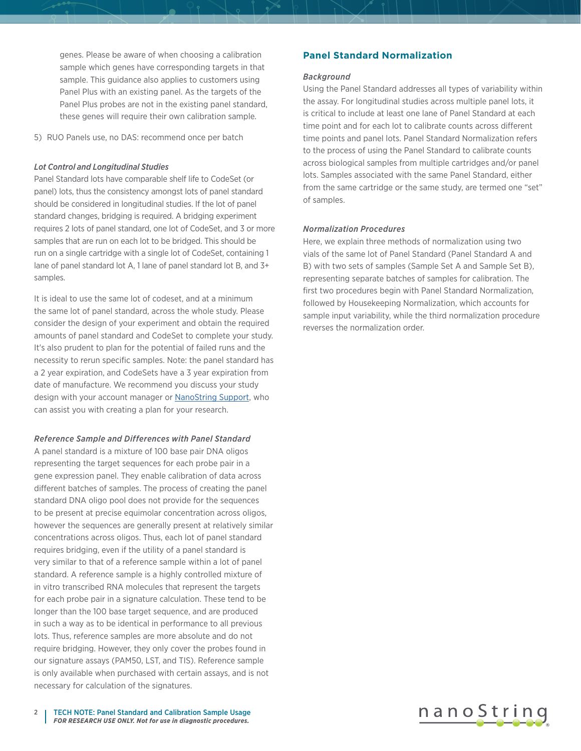genes. Please be aware of when choosing a calibration sample which genes have corresponding targets in that sample. This guidance also applies to customers using Panel Plus with an existing panel. As the targets of the Panel Plus probes are not in the existing panel standard, these genes will require their own calibration sample.

5) RUO Panels use, no DAS: recommend once per batch

*Lot Control and Longitudinal Studies*

Panel Standard lots have comparable shelf life to CodeSet (or panel) lots, thus the consistency amongst lots of panel standard should be considered in longitudinal studies. If the lot of panel standard changes, bridging is required. A bridging experiment requires 2 lots of panel standard, one lot of CodeSet, and 3 or more samples that are run on each lot to be bridged. This should be run on a single cartridge with a single lot of CodeSet, containing 1 lane of panel standard lot A, 1 lane of panel standard lot B, and 3+ samples.

It is ideal to use the same lot of codeset, and at a minimum the same lot of panel standard, across the whole study. Please consider the design of your experiment and obtain the required amounts of panel standard and CodeSet to complete your study. It's also prudent to plan for the potential of failed runs and the necessity to rerun specific samples. Note: the panel standard has a 2 year expiration, and CodeSets have a 3 year expiration from date of manufacture. We recommend you discuss your study design with your account manager or NanoString Support, who can assist you with creating a plan for your research.

*Reference Sample and Differences with Panel Standard*

A panel standard is a mixture of 100 base pair DNA oligos representing the target sequences for each probe pair in a gene expression panel. They enable calibration of data across different batches of samples. The process of creating the panel standard DNA oligo pool does not provide for the sequences to be present at precise equimolar concentration across oligos, however the sequences are generally present at relatively similar concentrations across oligos. Thus, each lot of panel standard requires bridging, even if the utility of a panel standard is very similar to that of a reference sample within a lot of panel standard. A reference sample is a highly controlled mixture of in vitro transcribed RNA molecules that represent the targets for each probe pair in a signature calculation. These tend to be longer than the 100 base target sequence, and are produced in such a way as to be identical in performance to all previous lots. Thus, reference samples are more absolute and do not require bridging. However, they only cover the probes found in our signature assays (PAM50, LST, and TIS). Reference sample is only available when purchased with certain assays, and is not necessary for calculation of the signatures.

## Panel Standard Normalization

*Background*

Using the Panel Standard addresses all types of variability within the assay. For longitudinal studies across multiple panel lots, it is critical to include at least one lane of Panel Standard at each time point and for each lot to calibrate counts across different time points and panel lots. Panel Standard Normalization refers to the process of using the Panel Standard to calibrate counts across biological samples from multiple cartridges and/or panel lots. Samples associated with the same Panel Standard, either from the same cartridge or the same study, are termed one "set" of samples.

*Normalization Procedures*

Here, we explain three methods of normalization using two vials of the same lot of Panel Standard (Panel Standard A and B) with two sets of samples (Sample Set A and Sample Set B), representing separate batches of samples for calibration. The first two procedures begin with Panel Standard Normalization, followed by Housekeeping Normalization, which accounts for sample input variability, while the third normalization procedure reverses the normalization order.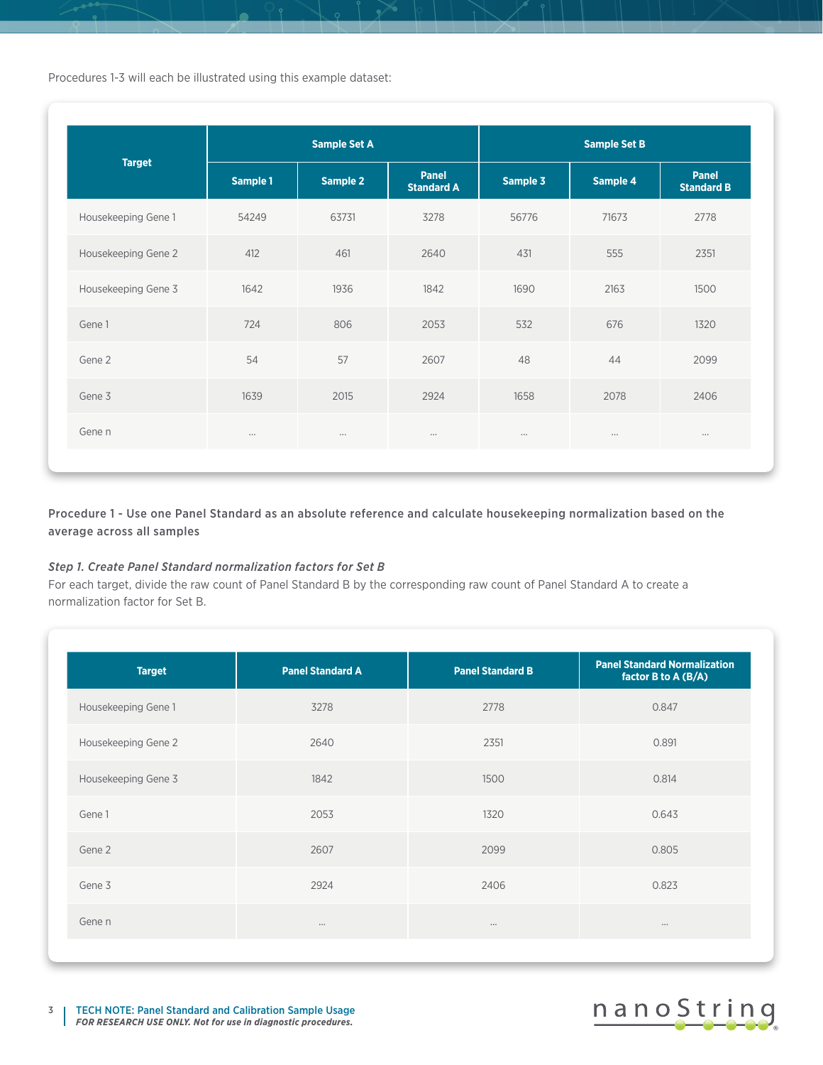Procedures 1-3 will each be illustrated using this example dataset:

| Target | Sample Set A | | | Sample Set B | | |
|---|---|---|---|---|---|---|
| | Sample 1 | Sample 2 | Panel Standard A | Sample 3 | Sample 4 | Panel Standard B |
| Housekeeping Gene 1 | 54249 | 63731 | 3278 | 56776 | 71673 | 2778 |
| Housekeeping Gene 2 | 412 | 461 | 2640 | 431 | 555 | 2351 |
| Housekeeping Gene 3 | 1642 | 1936 | 1842 | 1690 | 2163 | 1500 |
| Gene 1 | 724 | 806 | 2053 | 532 | 676 | 1320 |
| Gene 2 | 54 | 57 | 2607 | 48 | 44 | 2099 |
| Gene 3 | 1639 | 2015 | 2924 | 1658 | 2078 | 2406 |
| Gene n | ... | ... | ... | ... | ... | ... |

**Procedure 1 - Use one Panel Standard as an absolute reference and calculate housekeeping normalization based on the average across all samples**

***Step 1. Create Panel Standard normalization factors for Set B***

For each target, divide the raw count of Panel Standard B by the corresponding raw count of Panel Standard A to create a normalization factor for Set B.

| Target | Panel Standard A | Panel Standard B | Panel Standard Normalization factor B to A (B/A) |
|---|---|---|---|
| Housekeeping Gene 1 | 3278 | 2778 | 0.847 |
| Housekeeping Gene 2 | 2640 | 2351 | 0.891 |
| Housekeeping Gene 3 | 1842 | 1500 | 0.814 |
| Gene 1 | 2053 | 1320 | 0.643 |
| Gene 2 | 2607 | 2099 | 0.805 |
| Gene 3 | 2924 | 2406 | 0.823 |
| Gene n | ... | ... | ... |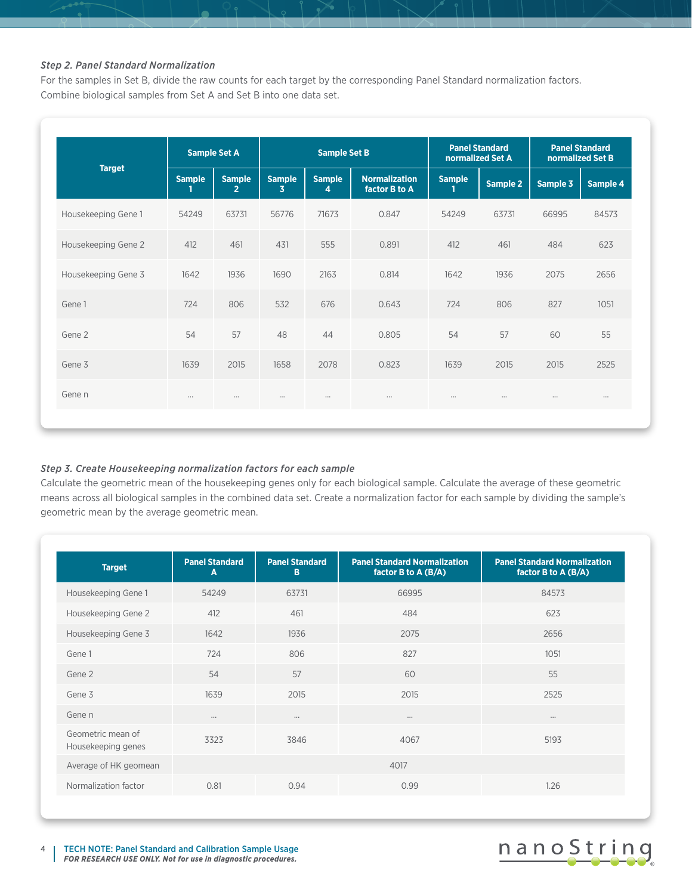*Step 2. Panel Standard Normalization*

For the samples in Set B, divide the raw counts for each target by the corresponding Panel Standard normalization factors. Combine biological samples from Set A and Set B into one data set.

| Target | Sample Set A | | Sample Set B | | | Panel Standard normalized Set A | | Panel Standard normalized Set B | |
|---|---|---|---|---|---|---|---|---|---|
| | Sample 1 | Sample 2 | Sample 3 | Sample 4 | Normalization factor B to A | Sample 1 | Sample 2 | Sample 3 | Sample 4 |
| Housekeeping Gene 1 | 54249 | 63731 | 56776 | 71673 | 0.847 | 54249 | 63731 | 66995 | 84573 |
| Housekeeping Gene 2 | 412 | 461 | 431 | 555 | 0.891 | 412 | 461 | 484 | 623 |
| Housekeeping Gene 3 | 1642 | 1936 | 1690 | 2163 | 0.814 | 1642 | 1936 | 2075 | 2656 |
| Gene 1 | 724 | 806 | 532 | 676 | 0.643 | 724 | 806 | 827 | 1051 |
| Gene 2 | 54 | 57 | 48 | 44 | 0.805 | 54 | 57 | 60 | 55 |
| Gene 3 | 1639 | 2015 | 1658 | 2078 | 0.823 | 1639 | 2015 | 2015 | 2525 |
| Gene n | ... | ... | ... | ... | ... | ... | ... | ... | ... |

*Step 3. Create Housekeeping normalization factors for each sample*

Calculate the geometric mean of the housekeeping genes only for each biological sample. Calculate the average of these geometric means across all biological samples in the combined data set. Create a normalization factor for each sample by dividing the sample's geometric mean by the average geometric mean.

| Target | Panel Standard A | Panel Standard B | Panel Standard Normalization factor B to A (B/A) | Panel Standard Normalization factor B to A (B/A) |
|---|---|---|---|---|
| Housekeeping Gene 1 | 54249 | 63731 | 66995 | 84573 |
| Housekeeping Gene 2 | 412 | 461 | 484 | 623 |
| Housekeeping Gene 3 | 1642 | 1936 | 2075 | 2656 |
| Gene 1 | 724 | 806 | 827 | 1051 |
| Gene 2 | 54 | 57 | 60 | 55 |
| Gene 3 | 1639 | 2015 | 2015 | 2525 |
| Gene n | ... | ... | ... | ... |
| Geometric mean of Housekeeping genes | 3323 | 3846 | 4067 | 5193 |
| Average of HK geomean | 4017 | | | |
| Normalization factor | 0.81 | 0.94 | 0.99 | 1.26 |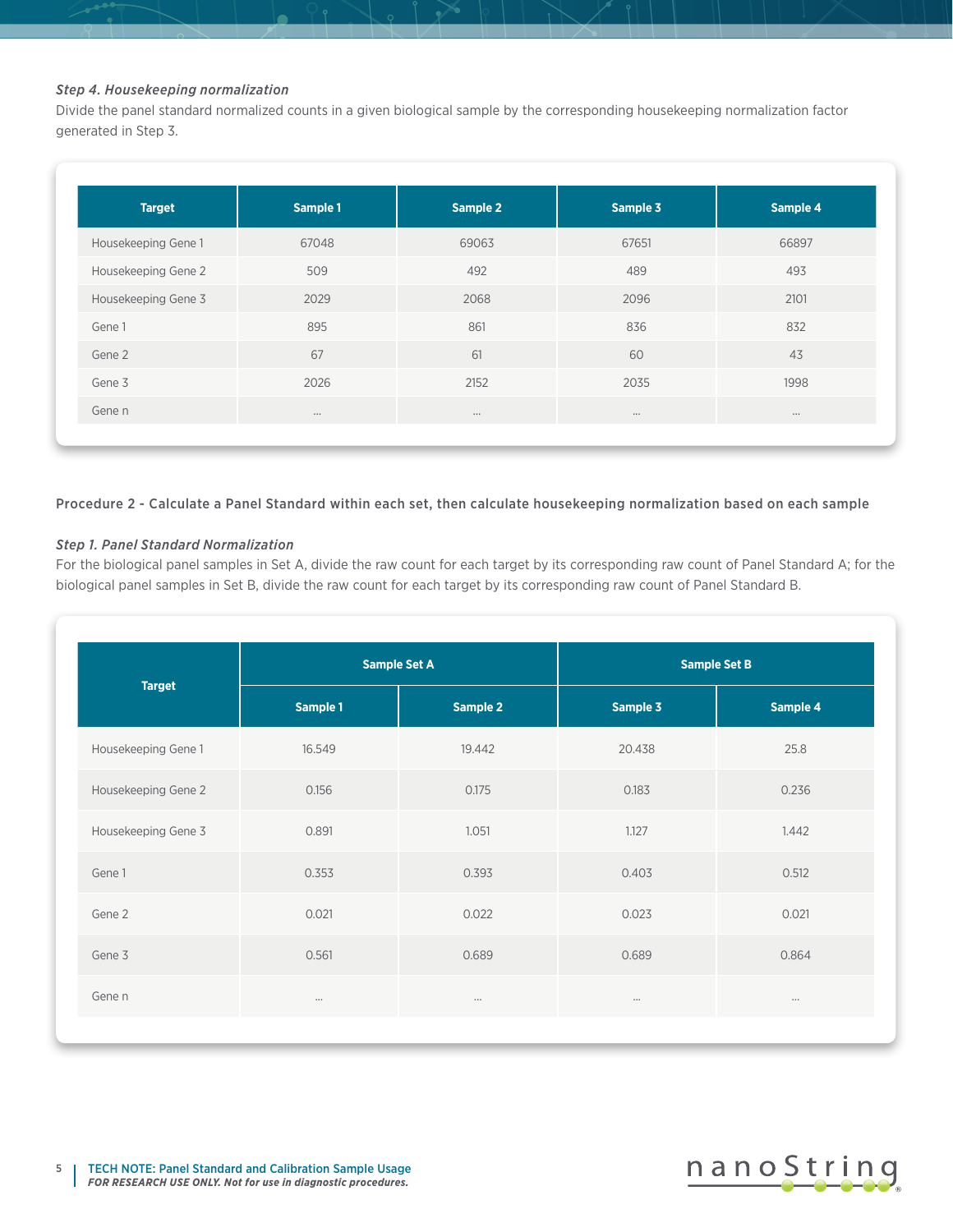*Step 4. Housekeeping normalization*

Divide the panel standard normalized counts in a given biological sample by the corresponding housekeeping normalization factor generated in Step 3.

| Target | Sample 1 | Sample 2 | Sample 3 | Sample 4 |
|---|---|---|---|---|
| Housekeeping Gene 1 | 67048 | 69063 | 67651 | 66897 |
| Housekeeping Gene 2 | 509 | 492 | 489 | 493 |
| Housekeeping Gene 3 | 2029 | 2068 | 2096 | 2101 |
| Gene 1 | 895 | 861 | 836 | 832 |
| Gene 2 | 67 | 61 | 60 | 43 |
| Gene 3 | 2026 | 2152 | 2035 | 1998 |
| Gene n | ... | ... | ... | ... |

**Procedure 2 - Calculate a Panel Standard within each set, then calculate housekeeping normalization based on each sample**

*Step 1. Panel Standard Normalization*

For the biological panel samples in Set A, divide the raw count for each target by its corresponding raw count of Panel Standard A; for the biological panel samples in Set B, divide the raw count for each target by its corresponding raw count of Panel Standard B.

| Target | Sample Set A | | Sample Set B | |
|---|---|---|---|---|
| | Sample 1 | Sample 2 | Sample 3 | Sample 4 |
| Housekeeping Gene 1 | 16.549 | 19.442 | 20.438 | 25.8 |
| Housekeeping Gene 2 | 0.156 | 0.175 | 0.183 | 0.236 |
| Housekeeping Gene 3 | 0.891 | 1.051 | 1.127 | 1.442 |
| Gene 1 | 0.353 | 0.393 | 0.403 | 0.512 |
| Gene 2 | 0.021 | 0.022 | 0.023 | 0.021 |
| Gene 3 | 0.561 | 0.689 | 0.689 | 0.864 |
| Gene n | ... | ... | ... | ... |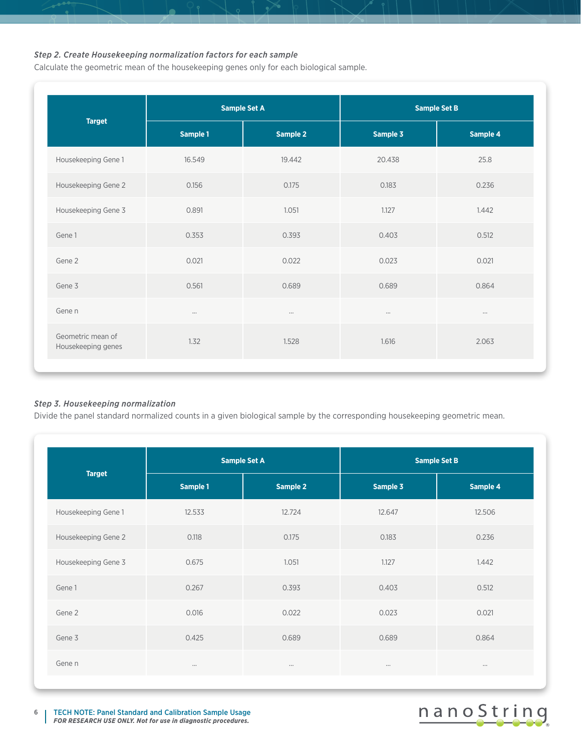*Step 2. Create Housekeeping normalization factors for each sample*

Calculate the geometric mean of the housekeeping genes only for each biological sample.

| Target | Sample Set A | | Sample Set B | |
|---|---|---|---|---|
| | Sample 1 | Sample 2 | Sample 3 | Sample 4 |
| Housekeeping Gene 1 | 16.549 | 19.442 | 20.438 | 25.8 |
| Housekeeping Gene 2 | 0.156 | 0.175 | 0.183 | 0.236 |
| Housekeeping Gene 3 | 0.891 | 1.051 | 1.127 | 1.442 |
| Gene 1 | 0.353 | 0.393 | 0.403 | 0.512 |
| Gene 2 | 0.021 | 0.022 | 0.023 | 0.021 |
| Gene 3 | 0.561 | 0.689 | 0.689 | 0.864 |
| Gene n | ... | ... | ... | ... |
| Geometric mean of Housekeeping genes | 1.32 | 1.528 | 1.616 | 2.063 |

*Step 3. Housekeeping normalization*

Divide the panel standard normalized counts in a given biological sample by the corresponding housekeeping geometric mean.

| Target | Sample Set A | | Sample Set B | |
|---|---|---|---|---|
| | Sample 1 | Sample 2 | Sample 3 | Sample 4 |
| Housekeeping Gene 1 | 12.533 | 12.724 | 12.647 | 12.506 |
| Housekeeping Gene 2 | 0.118 | 0.175 | 0.183 | 0.236 |
| Housekeeping Gene 3 | 0.675 | 1.051 | 1.127 | 1.442 |
| Gene 1 | 0.267 | 0.393 | 0.403 | 0.512 |
| Gene 2 | 0.016 | 0.022 | 0.023 | 0.021 |
| Gene 3 | 0.425 | 0.689 | 0.689 | 0.864 |
| Gene n | ... | ... | ... | ... |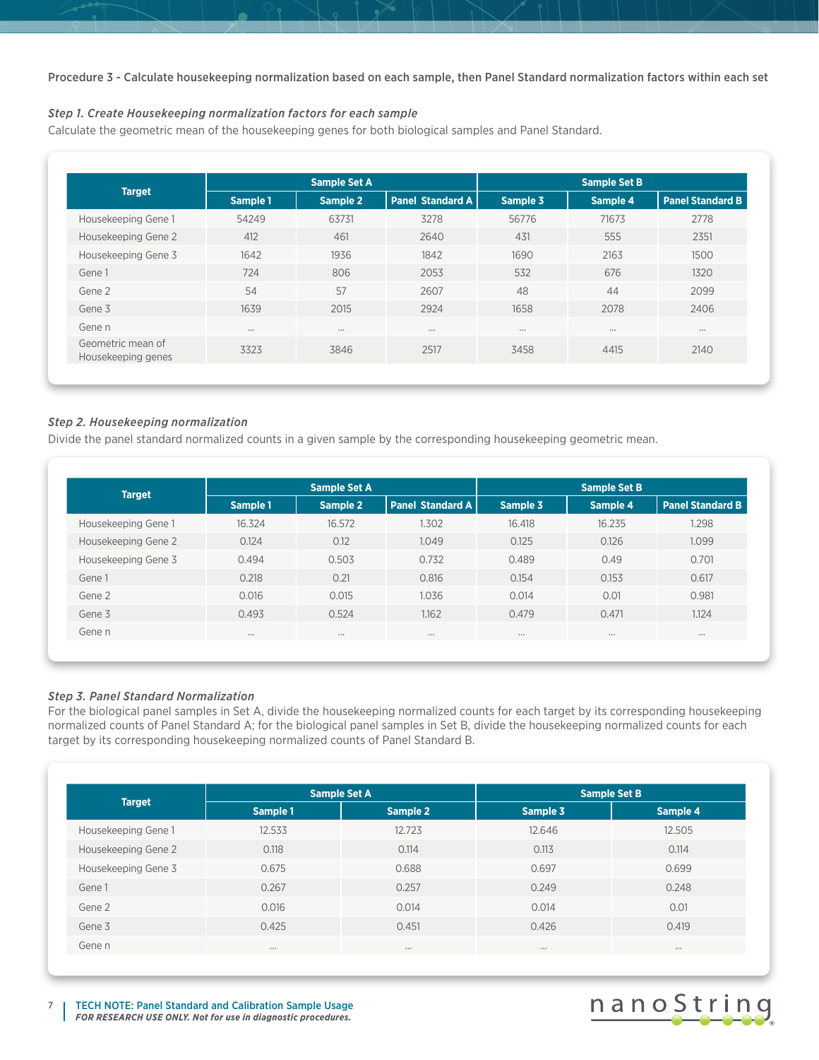**Procedure 3 - Calculate housekeeping normalization based on each sample, then Panel Standard normalization factors within each set**

***Step 1. Create Housekeeping normalization factors for each sample***

Calculate the geometric mean of the housekeeping genes for both biological samples and Panel Standard.

| Target | Sample Set A | | | Sample Set B | | |
|---|---|---|---|---|---|---|
| | Sample 1 | Sample 2 | Panel Standard A | Sample 3 | Sample 4 | Panel Standard B |
| Housekeeping Gene 1 | 54249 | 63731 | 3278 | 56776 | 71673 | 2778 |
| Housekeeping Gene 2 | 412 | 461 | 2640 | 431 | 555 | 2351 |
| Housekeeping Gene 3 | 1642 | 1936 | 1842 | 1690 | 2163 | 1500 |
| Gene 1 | 724 | 806 | 2053 | 532 | 676 | 1320 |
| Gene 2 | 54 | 57 | 2607 | 48 | 44 | 2099 |
| Gene 3 | 1639 | 2015 | 2924 | 1658 | 2078 | 2406 |
| Gene n | ... | ... | ... | ... | ... | ... |
| Geometric mean of Housekeeping genes | 3323 | 3846 | 2517 | 3458 | 4415 | 2140 |

***Step 2. Housekeeping normalization***

Divide the panel standard normalized counts in a given sample by the corresponding housekeeping geometric mean.

| Target | Sample Set A | | | Sample Set B | | |
|---|---|---|---|---|---|---|
| | Sample 1 | Sample 2 | Panel Standard A | Sample 3 | Sample 4 | Panel Standard B |
| Housekeeping Gene 1 | 16.324 | 16.572 | 1.302 | 16.418 | 16.235 | 1.298 |
| Housekeeping Gene 2 | 0.124 | 0.12 | 1.049 | 0.125 | 0.126 | 1.099 |
| Housekeeping Gene 3 | 0.494 | 0.503 | 0.732 | 0.489 | 0.49 | 0.701 |
| Gene 1 | 0.218 | 0.21 | 0.816 | 0.154 | 0.153 | 0.617 |
| Gene 2 | 0.016 | 0.015 | 1.036 | 0.014 | 0.01 | 0.981 |
| Gene 3 | 0.493 | 0.524 | 1.162 | 0.479 | 0.471 | 1.124 |
| Gene n | ... | ... | ... | ... | ... | ... |

***Step 3. Panel Standard Normalization***

For the biological panel samples in Set A, divide the housekeeping normalized counts for each target by its corresponding housekeeping normalized counts of Panel Standard A; for the biological panel samples in Set B, divide the housekeeping normalized counts for each target by its corresponding housekeeping normalized counts of Panel Standard B.

| Target | Sample Set A | | Sample Set B | |
|---|---|---|---|---|
| | Sample 1 | Sample 2 | Sample 3 | Sample 4 |
| Housekeeping Gene 1 | 12.533 | 12.723 | 12.646 | 12.505 |
| Housekeeping Gene 2 | 0.118 | 0.114 | 0.113 | 0.114 |
| Housekeeping Gene 3 | 0.675 | 0.688 | 0.697 | 0.699 |
| Gene 1 | 0.267 | 0.257 | 0.249 | 0.248 |
| Gene 2 | 0.016 | 0.014 | 0.014 | 0.01 |
| Gene 3 | 0.425 | 0.451 | 0.426 | 0.419 |
| Gene n | ... | ... | ... | ... |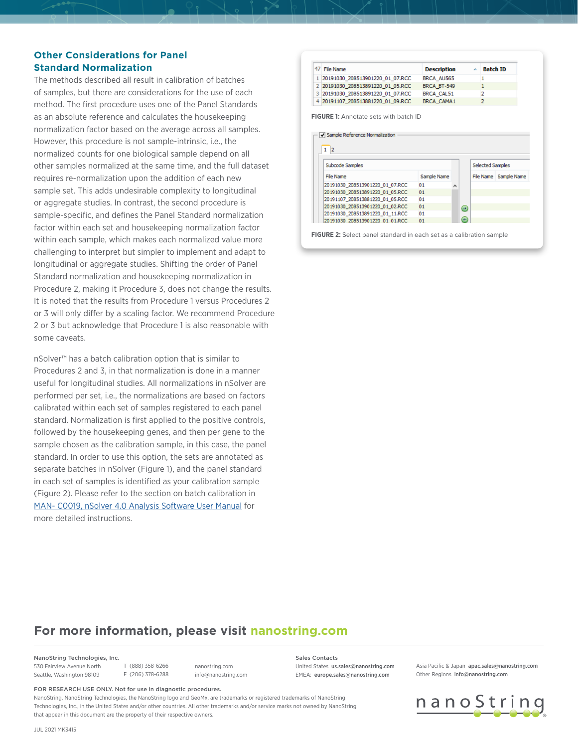## Other Considerations for Panel Standard Normalization

The methods described all result in calibration of batches of samples, but there are considerations for the use of each method. The first procedure uses one of the Panel Standards as an absolute reference and calculates the housekeeping normalization factor based on the average across all samples. However, this procedure is not sample-intrinsic, i.e., the normalized counts for one biological sample depend on all other samples normalized at the same time, and the full dataset requires re-normalization upon the addition of each new sample set. This adds undesirable complexity to longitudinal or aggregate studies. In contrast, the second procedure is sample-specific, and defines the Panel Standard normalization factor within each set and housekeeping normalization factor within each sample, which makes each normalized value more challenging to interpret but simpler to implement and adapt to longitudinal or aggregate studies. Shifting the order of Panel Standard normalization and housekeeping normalization in Procedure 2, making it Procedure 3, does not change the results. It is noted that the results from Procedure 1 versus Procedures 2 or 3 will only differ by a scaling factor. We recommend Procedure 2 or 3 but acknowledge that Procedure 1 is also reasonable with some caveats.

nSolver™ has a batch calibration option that is similar to Procedures 2 and 3, in that normalization is done in a manner useful for longitudinal studies. All normalizations in nSolver are performed per set, i.e., the normalizations are based on factors calibrated within each set of samples registered to each panel standard. Normalization is first applied to the positive controls, followed by the housekeeping genes, and then per gene to the sample chosen as the calibration sample, in this case, the panel standard. In order to use this option, the sets are annotated as separate batches in nSolver (Figure 1), and the panel standard in each set of samples is identified as your calibration sample (Figure 2). Please refer to the section on batch calibration in MAN- C0019, nSolver 4.0 Analysis Software User Manual for more detailed instructions.

| 47 | File Name | Description | Batch ID |
|---|---|---|---|
| 1 | 20191030_208513901220_01_07.RCC | BRCA_AU565 | 1 |
| 2 | 20191030_208513891220_01_05.RCC | BRCA_BT-549 | 1 |
| 3 | 20191030_208513891220_01_07.RCC | BRCA_CAL51 | 2 |
| 4 | 20191107_208513881220_01_09.RCC | BRCA_CAMA1 | 2 |

**FIGURE 1:** Annotate sets with batch ID

Sample Reference Normalization

1 2

Subcode Samples

| File Name | Sample Name |
|---|---|
| 20191030_208513901220_01_07.RCC | 01 |
| 20191030_208513891220_01_05.RCC | 01 |
| 20191107_208513881220_01_05.RCC | 01 |
| 20191030_208513901220_01_02.RCC | 01 |
| 20191030_208513891220_01_11.RCC | 01 |
| 20191030_208513901220_01_01.RCC | 01 |

Selected Samples

| File Name | Sample Name |
|---|---|

**FIGURE 2:** Select panel standard in each set as a calibration sample

## For more information, please visit nanostring.com

NanoString Technologies, Inc.
530 Fairview Avenue North
Seattle, Washington 98109

T (888) 358-6266
F (206) 378-6288

nanostring.com
info@nanostring.com

Sales Contacts
United States us.sales@nanostring.com
EMEA: europe.sales@nanostring.com

Asia Pacific & Japan apac.sales@nanostring.com
Other Regions info@nanostring.com

**FOR RESEARCH USE ONLY. Not for use in diagnostic procedures.**
NanoString, NanoString Technologies, the NanoString logo and GeoMx, are trademarks or registered trademarks of NanoString Technologies, Inc., in the United States and/or other countries. All other trademarks and/or service marks not owned by NanoString that appear in this document are the property of their respective owners.

JUL 2021 MK3415